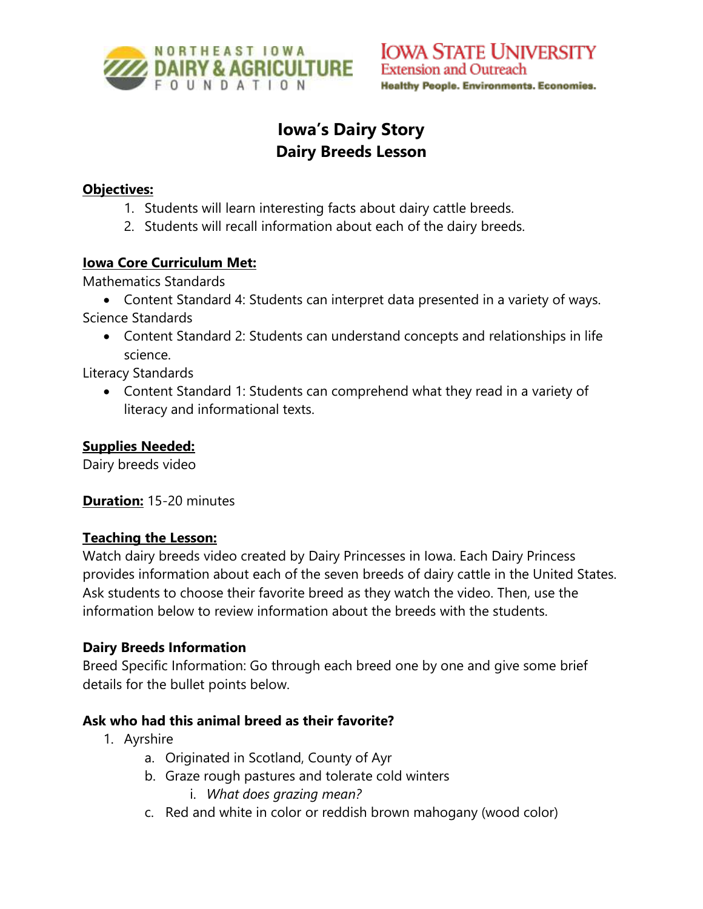NORTHEAST IOWA DAIRY & AGRICULTURE FOUNDATION

IOWA STATE UNIVERSITY Extension and Outreach
Healthy People. Environments. Economies.

# Iowa's Dairy Story
# Dairy Breeds Lesson

**Objectives:**

1. Students will learn interesting facts about dairy cattle breeds.
2. Students will recall information about each of the dairy breeds.

**Iowa Core Curriculum Met:**

Mathematics Standards

- Content Standard 4: Students can interpret data presented in a variety of ways.

Science Standards

- Content Standard 2: Students can understand concepts and relationships in life science.

Literacy Standards

- Content Standard 1: Students can comprehend what they read in a variety of literacy and informational texts.

**Supplies Needed:**
Dairy breeds video

**Duration:** 15-20 minutes

**Teaching the Lesson:**
Watch dairy breeds video created by Dairy Princesses in Iowa. Each Dairy Princess provides information about each of the seven breeds of dairy cattle in the United States. Ask students to choose their favorite breed as they watch the video. Then, use the information below to review information about the breeds with the students.

**Dairy Breeds Information**
Breed Specific Information: Go through each breed one by one and give some brief details for the bullet points below.

**Ask who had this animal breed as their favorite?**

1. Ayrshire
   a. Originated in Scotland, County of Ayr
   b. Graze rough pastures and tolerate cold winters
      i. *What does grazing mean?*
   c. Red and white in color or reddish brown mahogany (wood color)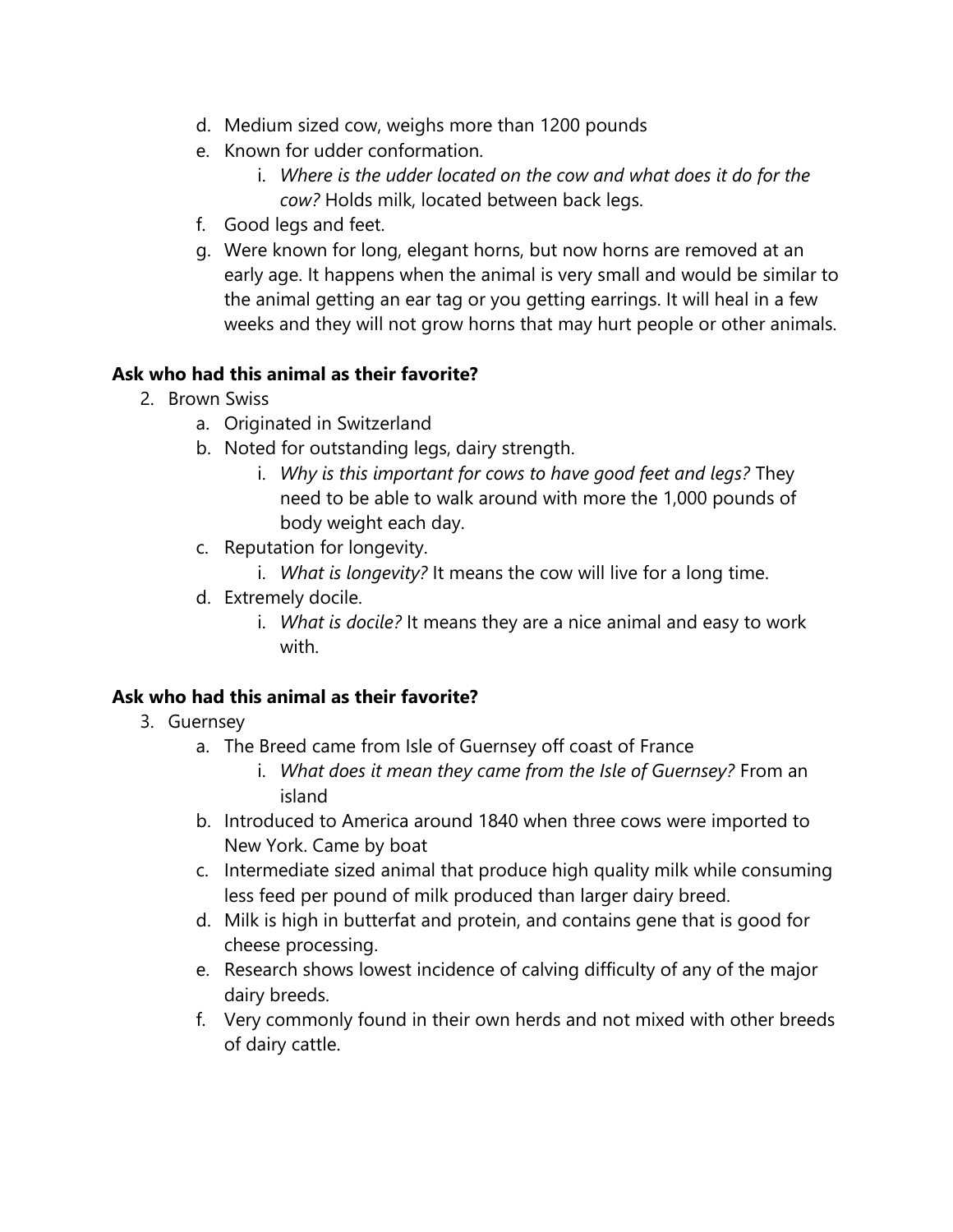d. Medium sized cow, weighs more than 1200 pounds
e. Known for udder conformation.
    i. *Where is the udder located on the cow and what does it do for the cow?* Holds milk, located between back legs.
f. Good legs and feet.
g. Were known for long, elegant horns, but now horns are removed at an early age. It happens when the animal is very small and would be similar to the animal getting an ear tag or you getting earrings. It will heal in a few weeks and they will not grow horns that may hurt people or other animals.

**Ask who had this animal as their favorite?**

2. Brown Swiss
    a. Originated in Switzerland
    b. Noted for outstanding legs, dairy strength.
        i. *Why is this important for cows to have good feet and legs?* They need to be able to walk around with more the 1,000 pounds of body weight each day.
    c. Reputation for longevity.
        i. *What is longevity?* It means the cow will live for a long time.
    d. Extremely docile.
        i. *What is docile?* It means they are a nice animal and easy to work with.

**Ask who had this animal as their favorite?**

3. Guernsey
    a. The Breed came from Isle of Guernsey off coast of France
        i. *What does it mean they came from the Isle of Guernsey?* From an island
    b. Introduced to America around 1840 when three cows were imported to New York. Came by boat
    c. Intermediate sized animal that produce high quality milk while consuming less feed per pound of milk produced than larger dairy breed.
    d. Milk is high in butterfat and protein, and contains gene that is good for cheese processing.
    e. Research shows lowest incidence of calving difficulty of any of the major dairy breeds.
    f. Very commonly found in their own herds and not mixed with other breeds of dairy cattle.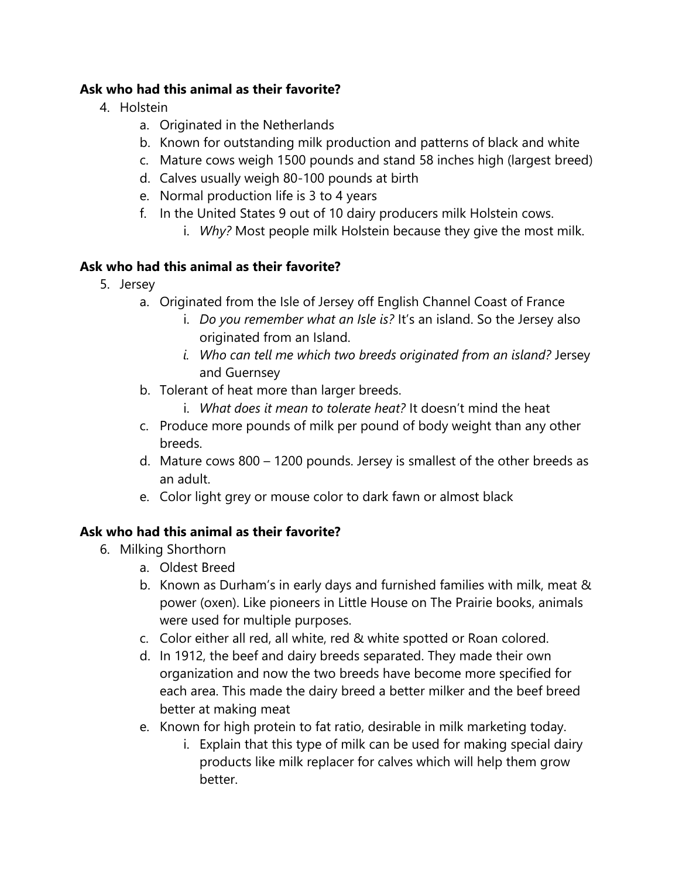**Ask who had this animal as their favorite?**

4. Holstein
    a. Originated in the Netherlands
    b. Known for outstanding milk production and patterns of black and white
    c. Mature cows weigh 1500 pounds and stand 58 inches high (largest breed)
    d. Calves usually weigh 80-100 pounds at birth
    e. Normal production life is 3 to 4 years
    f. In the United States 9 out of 10 dairy producers milk Holstein cows.
        i. *Why?* Most people milk Holstein because they give the most milk.

**Ask who had this animal as their favorite?**

5. Jersey
    a. Originated from the Isle of Jersey off English Channel Coast of France
        i. *Do you remember what an Isle is?* It's an island. So the Jersey also originated from an Island.
        i. *Who can tell me which two breeds originated from an island?* Jersey and Guernsey
    b. Tolerant of heat more than larger breeds.
        i. *What does it mean to tolerate heat?* It doesn't mind the heat
    c. Produce more pounds of milk per pound of body weight than any other breeds.
    d. Mature cows 800 – 1200 pounds. Jersey is smallest of the other breeds as an adult.
    e. Color light grey or mouse color to dark fawn or almost black

**Ask who had this animal as their favorite?**

6. Milking Shorthorn
    a. Oldest Breed
    b. Known as Durham's in early days and furnished families with milk, meat & power (oxen). Like pioneers in Little House on The Prairie books, animals were used for multiple purposes.
    c. Color either all red, all white, red & white spotted or Roan colored.
    d. In 1912, the beef and dairy breeds separated. They made their own organization and now the two breeds have become more specified for each area. This made the dairy breed a better milker and the beef breed better at making meat
    e. Known for high protein to fat ratio, desirable in milk marketing today.
        i. Explain that this type of milk can be used for making special dairy products like milk replacer for calves which will help them grow better.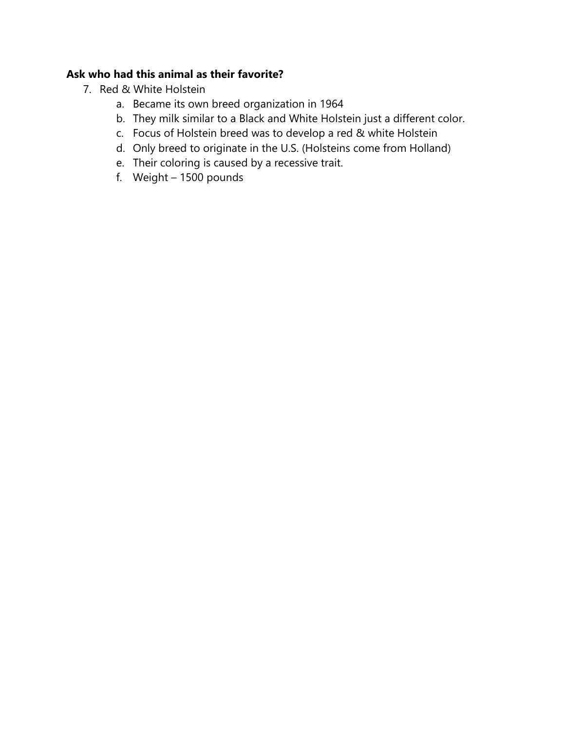**Ask who had this animal as their favorite?**

7. Red & White Holstein
    a. Became its own breed organization in 1964
    b. They milk similar to a Black and White Holstein just a different color.
    c. Focus of Holstein breed was to develop a red & white Holstein
    d. Only breed to originate in the U.S. (Holsteins come from Holland)
    e. Their coloring is caused by a recessive trait.
    f. Weight – 1500 pounds